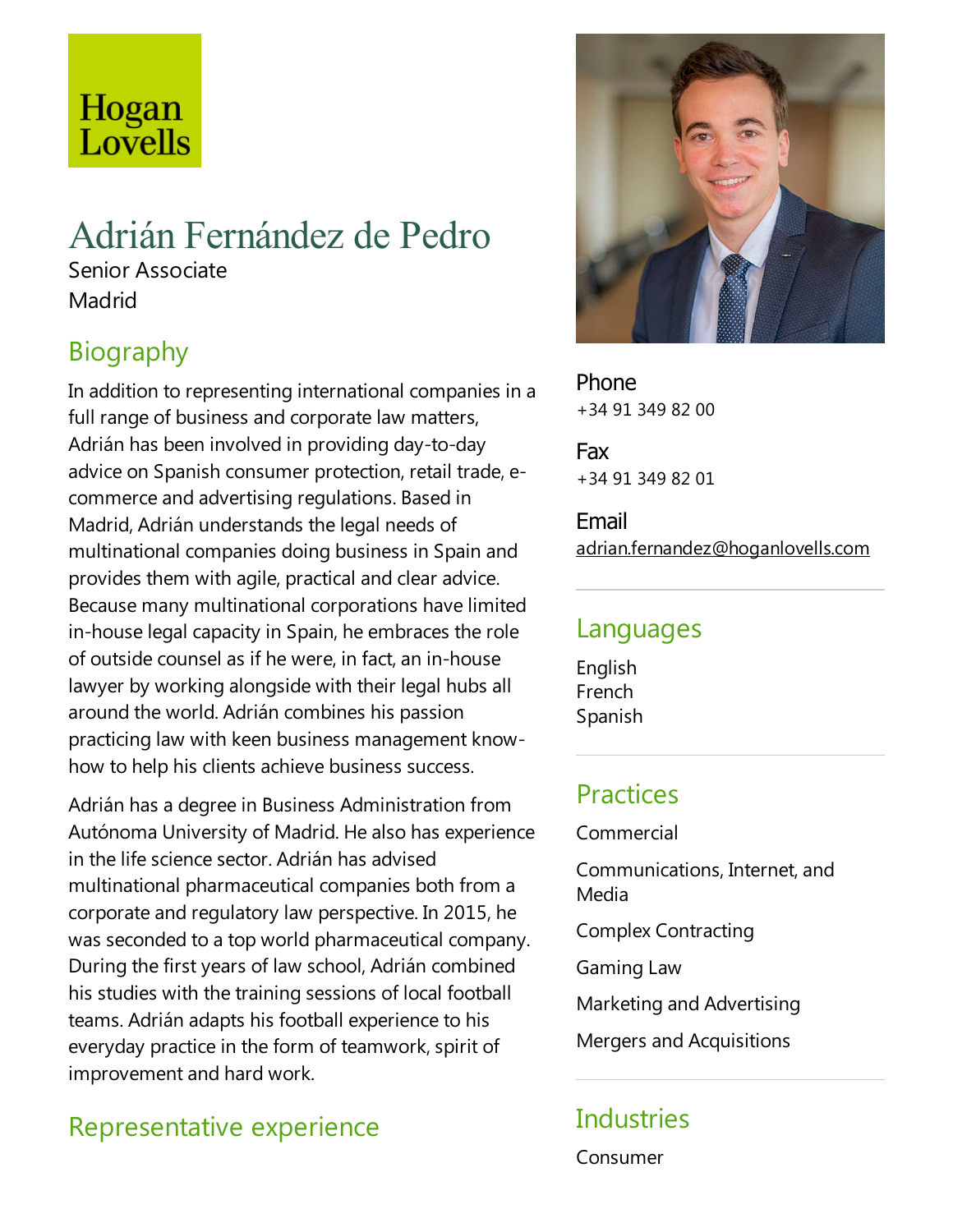Hogan Lovells

# Adrián Fernández de Pedro

Senior Associate

Madrid

## Biography

In addition to representing international companies in a full range of business and corporate law matters, Adrián has been involved in providing day-to-day advice on Spanish consumer protection, retail trade, e-commerce and advertising regulations. Based in Madrid, Adrián understands the legal needs of multinational companies doing business in Spain and provides them with agile, practical and clear advice. Because many multinational corporations have limited in-house legal capacity in Spain, he embraces the role of outside counsel as if he were, in fact, an in-house lawyer by working alongside with their legal hubs all around the world. Adrián combines his passion practicing law with keen business management know-how to help his clients achieve business success.

Adrián has a degree in Business Administration from Autónoma University of Madrid. He also has experience in the life science sector. Adrián has advised multinational pharmaceutical companies both from a corporate and regulatory law perspective. In 2015, he was seconded to a top world pharmaceutical company. During the first years of law school, Adrián combined his studies with the training sessions of local football teams. Adrián adapts his football experience to his everyday practice in the form of teamwork, spirit of improvement and hard work.

## Representative experience

**Phone**

+34 91 349 82 00

**Fax**

+34 91 349 82 01

**Email**

adrian.fernandez@hoganlovells.com

## Languages

English

French

Spanish

## Practices

Commercial

Communications, Internet, and Media

Complex Contracting

Gaming Law

Marketing and Advertising

Mergers and Acquisitions

## Industries

Consumer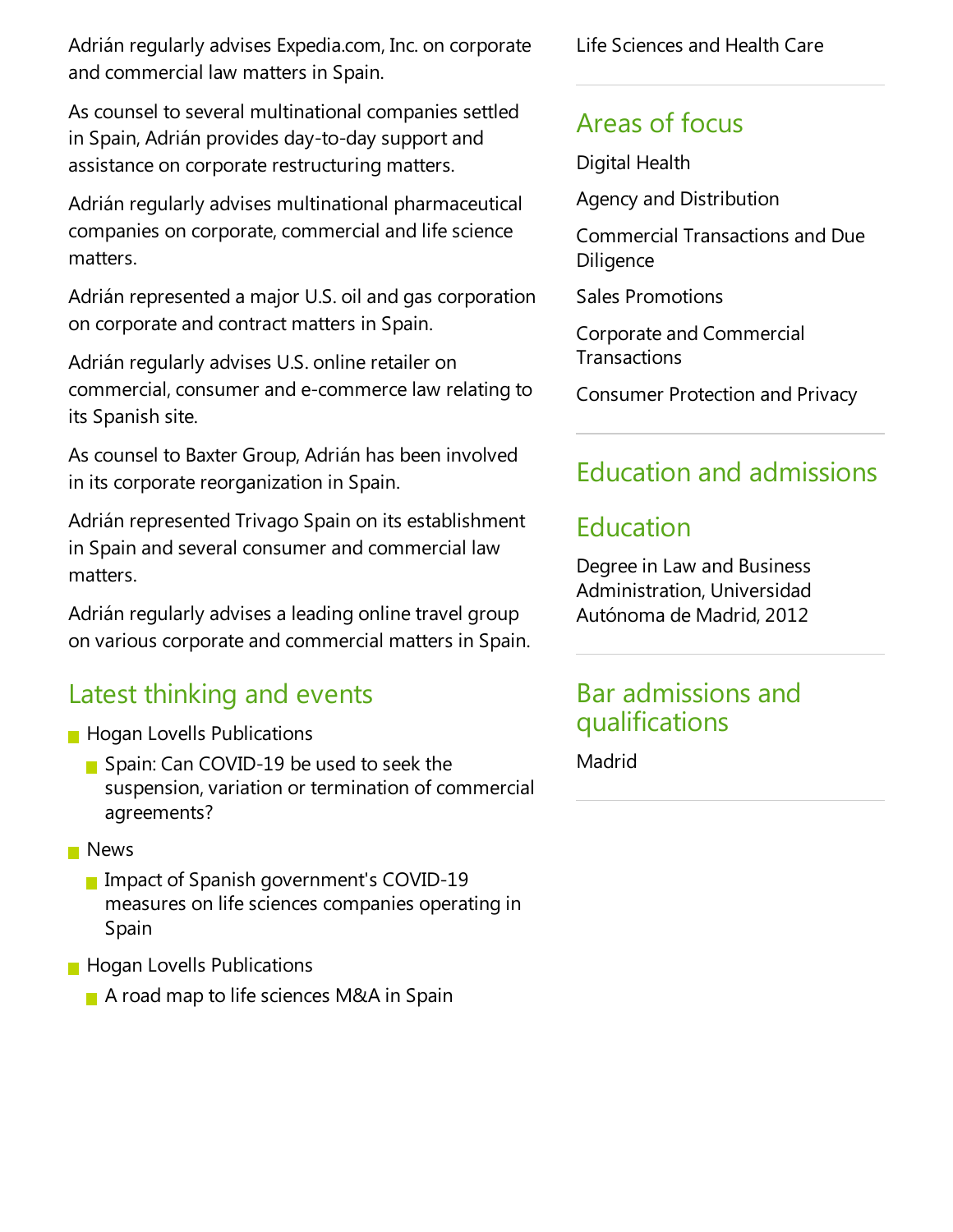Adrián regularly advises Expedia.com, Inc. on corporate and commercial law matters in Spain.

As counsel to several multinational companies settled in Spain, Adrián provides day-to-day support and assistance on corporate restructuring matters.

Adrián regularly advises multinational pharmaceutical companies on corporate, commercial and life science matters.

Adrián represented a major U.S. oil and gas corporation on corporate and contract matters in Spain.

Adrián regularly advises U.S. online retailer on commercial, consumer and e-commerce law relating to its Spanish site.

As counsel to Baxter Group, Adrián has been involved in its corporate reorganization in Spain.

Adrián represented Trivago Spain on its establishment in Spain and several consumer and commercial law matters.

Adrián regularly advises a leading online travel group on various corporate and commercial matters in Spain.

## Latest thinking and events

- Hogan Lovells Publications
  - Spain: Can COVID-19 be used to seek the suspension, variation or termination of commercial agreements?
- News
  - Impact of Spanish government's COVID-19 measures on life sciences companies operating in Spain
- Hogan Lovells Publications
  - A road map to life sciences M&A in Spain

Life Sciences and Health Care

## Areas of focus

Digital Health

Agency and Distribution

Commercial Transactions and Due Diligence

Sales Promotions

Corporate and Commercial Transactions

Consumer Protection and Privacy

## Education and admissions

## Education

Degree in Law and Business Administration, Universidad Autónoma de Madrid, 2012

## Bar admissions and qualifications

Madrid